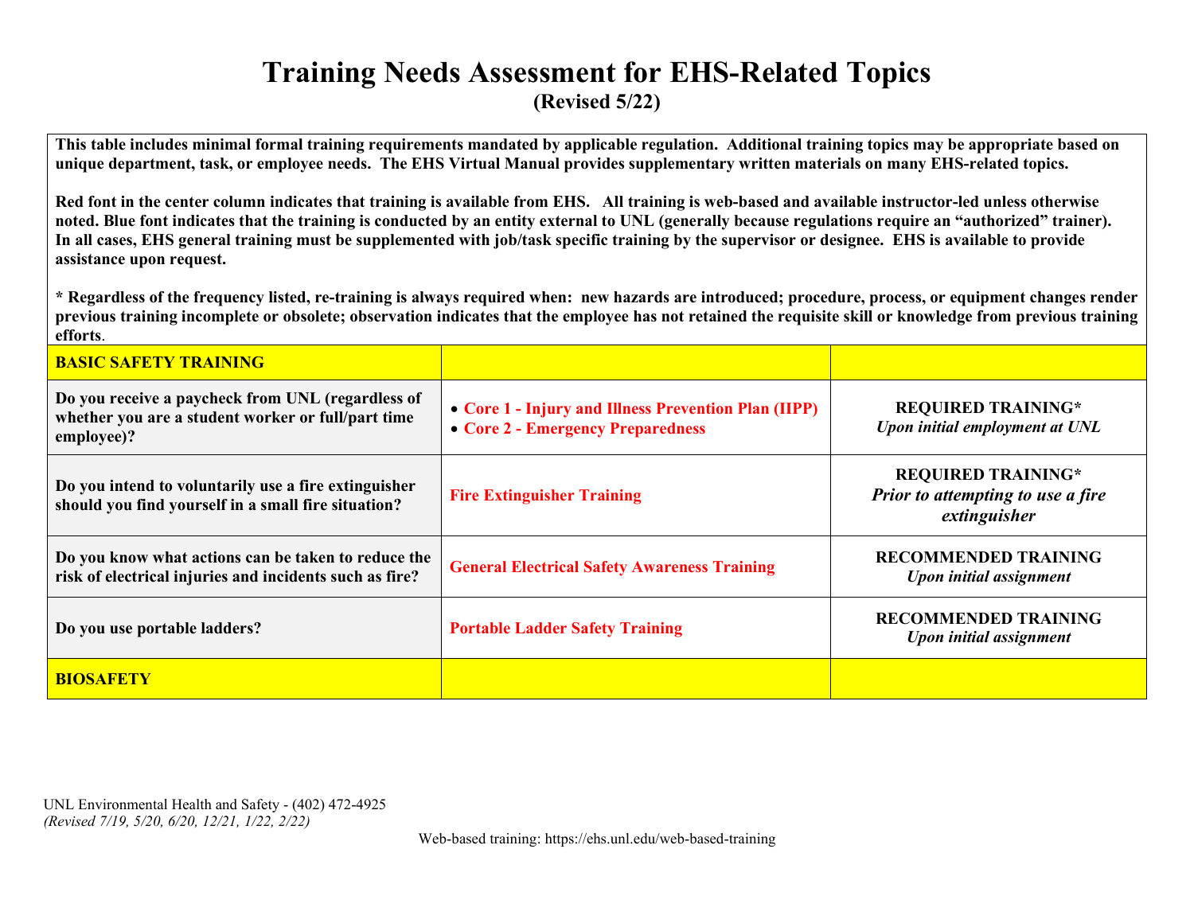# Training Needs Assessment for EHS-Related Topics

**(Revised 5/22)**

**This table includes minimal formal training requirements mandated by applicable regulation. Additional training topics may be appropriate based on unique department, task, or employee needs. The EHS Virtual Manual provides supplementary written materials on many EHS-related topics.**

**Red font in the center column indicates that training is available from EHS. All training is web-based and available instructor-led unless otherwise noted. Blue font indicates that the training is conducted by an entity external to UNL (generally because regulations require an "authorized" trainer). In all cases, EHS general training must be supplemented with job/task specific training by the supervisor or designee. EHS is available to provide assistance upon request.**

**\* Regardless of the frequency listed, re-training is always required when: new hazards are introduced; procedure, process, or equipment changes render previous training incomplete or obsolete; observation indicates that the employee has not retained the requisite skill or knowledge from previous training efforts.**

| | | |
|---|---|---|
| **BASIC SAFETY TRAINING** | | |
| **Do you receive a paycheck from UNL (regardless of whether you are a student worker or full/part time employee)?** | • **Core 1 - Injury and Illness Prevention Plan (IIPP)**<br>• **Core 2 - Emergency Preparedness** | **REQUIRED TRAINING\***<br>***Upon initial employment at UNL*** |
| **Do you intend to voluntarily use a fire extinguisher should you find yourself in a small fire situation?** | **Fire Extinguisher Training** | **REQUIRED TRAINING\***<br>***Prior to attempting to use a fire extinguisher*** |
| **Do you know what actions can be taken to reduce the risk of electrical injuries and incidents such as fire?** | **General Electrical Safety Awareness Training** | **RECOMMENDED TRAINING**<br>***Upon initial assignment*** |
| **Do you use portable ladders?** | **Portable Ladder Safety Training** | **RECOMMENDED TRAINING**<br>***Upon initial assignment*** |
| **BIOSAFETY** | | |

UNL Environmental Health and Safety - (402) 472-4925
*(Revised 7/19, 5/20, 6/20, 12/21, 1/22, 2/22)*

Web-based training: https://ehs.unl.edu/web-based-training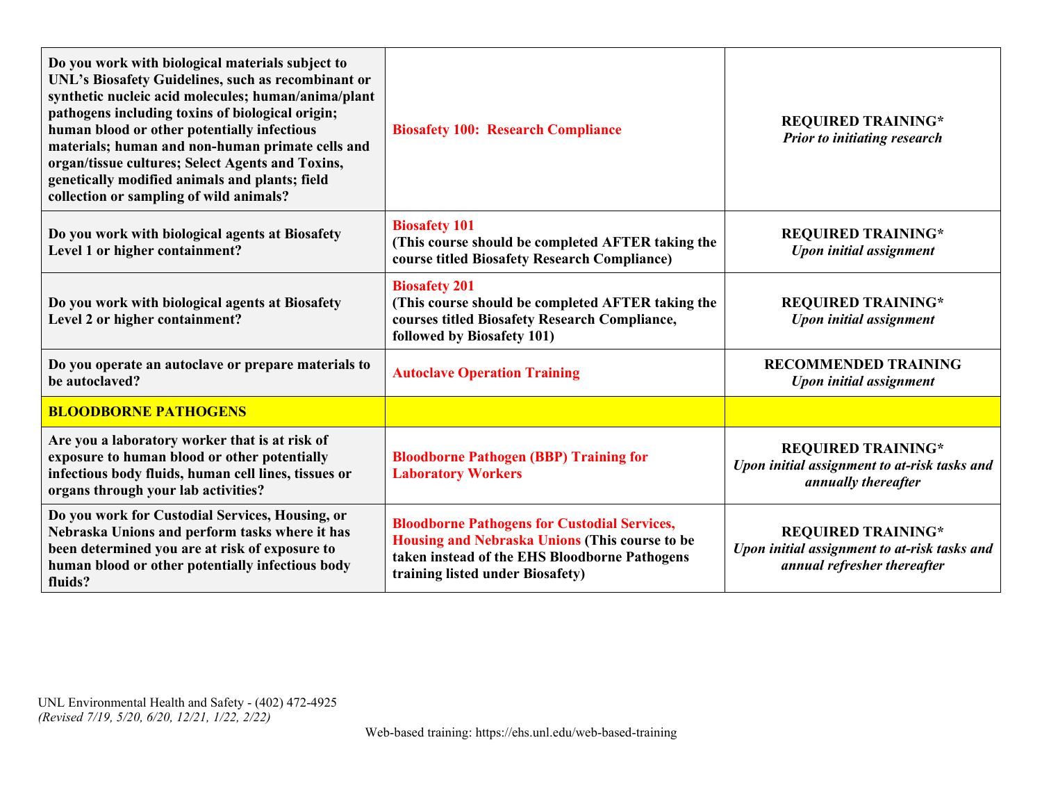| | | |
|---|---|---|
| **Do you work with biological materials subject to UNL's Biosafety Guidelines, such as recombinant or synthetic nucleic acid molecules; human/anima/plant pathogens including toxins of biological origin; human blood or other potentially infectious materials; human and non-human primate cells and organ/tissue cultures; Select Agents and Toxins, genetically modified animals and plants; field collection or sampling of wild animals?** | **Biosafety 100: Research Compliance** | **REQUIRED TRAINING*** *Prior to initiating research* |
| **Do you work with biological agents at Biosafety Level 1 or higher containment?** | **Biosafety 101** **(This course should be completed AFTER taking the course titled Biosafety Research Compliance)** | **REQUIRED TRAINING*** *Upon initial assignment* |
| **Do you work with biological agents at Biosafety Level 2 or higher containment?** | **Biosafety 201** **(This course should be completed AFTER taking the courses titled Biosafety Research Compliance, followed by Biosafety 101)** | **REQUIRED TRAINING*** *Upon initial assignment* |
| **Do you operate an autoclave or prepare materials to be autoclaved?** | **Autoclave Operation Training** | **RECOMMENDED TRAINING** *Upon initial assignment* |
| **BLOODBORNE PATHOGENS** | | |
| **Are you a laboratory worker that is at risk of exposure to human blood or other potentially infectious body fluids, human cell lines, tissues or organs through your lab activities?** | **Bloodborne Pathogen (BBP) Training for Laboratory Workers** | **REQUIRED TRAINING*** *Upon initial assignment to at-risk tasks and annually thereafter* |
| **Do you work for Custodial Services, Housing, or Nebraska Unions and perform tasks where it has been determined you are at risk of exposure to human blood or other potentially infectious body fluids?** | **Bloodborne Pathogens for Custodial Services, Housing and Nebraska Unions (This course to be taken instead of the EHS Bloodborne Pathogens training listed under Biosafety)** | **REQUIRED TRAINING*** *Upon initial assignment to at-risk tasks and annual refresher thereafter* |

UNL Environmental Health and Safety - (402) 472-4925
*(Revised 7/19, 5/20, 6/20, 12/21, 1/22, 2/22)*

Web-based training: https://ehs.unl.edu/web-based-training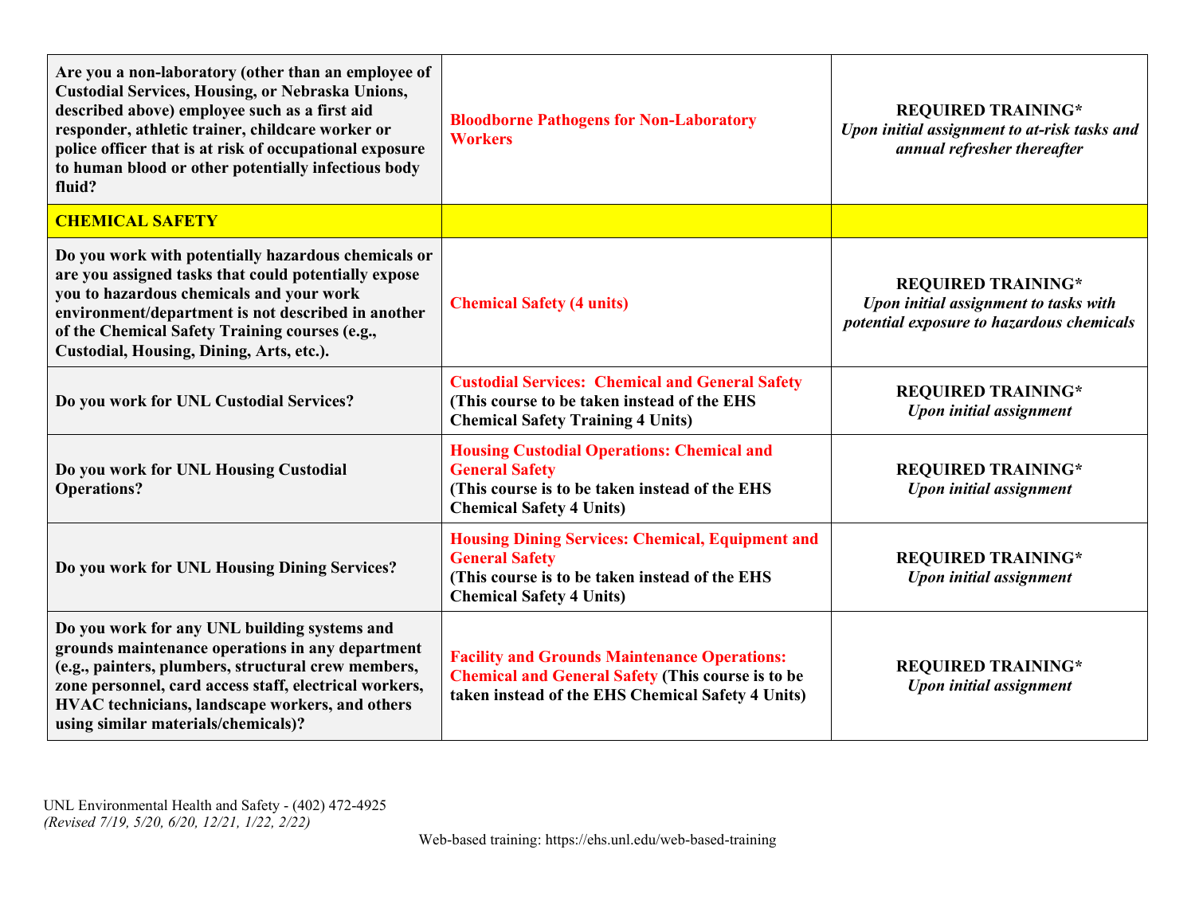| | | |
|---|---|---|
| **Are you a non-laboratory (other than an employee of Custodial Services, Housing, or Nebraska Unions, described above) employee such as a first aid responder, athletic trainer, childcare worker or police officer that is at risk of occupational exposure to human blood or other potentially infectious body fluid?** | **Bloodborne Pathogens for Non-Laboratory Workers** | **REQUIRED TRAINING*** *Upon initial assignment to at-risk tasks and annual refresher thereafter* |
| **CHEMICAL SAFETY** | | |
| **Do you work with potentially hazardous chemicals or are you assigned tasks that could potentially expose you to hazardous chemicals and your work environment/department is not described in another of the Chemical Safety Training courses (e.g., Custodial, Housing, Dining, Arts, etc.).** | **Chemical Safety (4 units)** | **REQUIRED TRAINING*** *Upon initial assignment to tasks with potential exposure to hazardous chemicals* |
| **Do you work for UNL Custodial Services?** | **Custodial Services: Chemical and General Safety (This course to be taken instead of the EHS Chemical Safety Training 4 Units)** | **REQUIRED TRAINING*** *Upon initial assignment* |
| **Do you work for UNL Housing Custodial Operations?** | **Housing Custodial Operations: Chemical and General Safety (This course is to be taken instead of the EHS Chemical Safety 4 Units)** | **REQUIRED TRAINING*** *Upon initial assignment* |
| **Do you work for UNL Housing Dining Services?** | **Housing Dining Services: Chemical, Equipment and General Safety (This course is to be taken instead of the EHS Chemical Safety 4 Units)** | **REQUIRED TRAINING*** *Upon initial assignment* |
| **Do you work for any UNL building systems and grounds maintenance operations in any department (e.g., painters, plumbers, structural crew members, zone personnel, card access staff, electrical workers, HVAC technicians, landscape workers, and others using similar materials/chemicals)?** | **Facility and Grounds Maintenance Operations: Chemical and General Safety (This course is to be taken instead of the EHS Chemical Safety 4 Units)** | **REQUIRED TRAINING*** *Upon initial assignment* |

UNL Environmental Health and Safety - (402) 472-4925
*(Revised 7/19, 5/20, 6/20, 12/21, 1/22, 2/22)*

Web-based training: https://ehs.unl.edu/web-based-training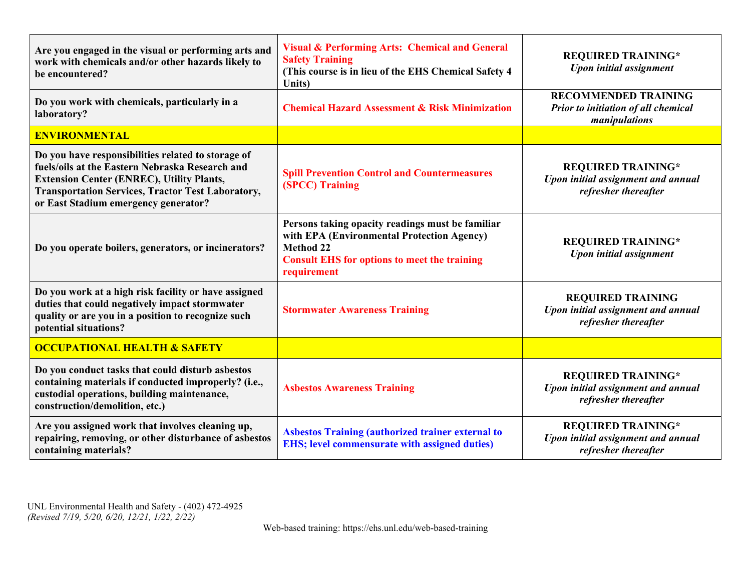| | | |
|---|---|---|
| **Are you engaged in the visual or performing arts and work with chemicals and/or other hazards likely to be encountered?** | **Visual & Performing Arts: Chemical and General Safety Training** **(This course is in lieu of the EHS Chemical Safety 4 Units)** | **REQUIRED TRAINING*** ***Upon initial assignment*** |
| **Do you work with chemicals, particularly in a laboratory?** | **Chemical Hazard Assessment & Risk Minimization** | **RECOMMENDED TRAINING** ***Prior to initiation of all chemical manipulations*** |
| **ENVIRONMENTAL** | | |
| **Do you have responsibilities related to storage of fuels/oils at the Eastern Nebraska Research and Extension Center (ENREC), Utility Plants, Transportation Services, Tractor Test Laboratory, or East Stadium emergency generator?** | **Spill Prevention Control and Countermeasures (SPCC) Training** | **REQUIRED TRAINING*** ***Upon initial assignment and annual refresher thereafter*** |
| **Do you operate boilers, generators, or incinerators?** | **Persons taking opacity readings must be familiar with EPA (Environmental Protection Agency) Method 22** **Consult EHS for options to meet the training requirement** | **REQUIRED TRAINING*** ***Upon initial assignment*** |
| **Do you work at a high risk facility or have assigned duties that could negatively impact stormwater quality or are you in a position to recognize such potential situations?** | **Stormwater Awareness Training** | **REQUIRED TRAINING** ***Upon initial assignment and annual refresher thereafter*** |
| **OCCUPATIONAL HEALTH & SAFETY** | | |
| **Do you conduct tasks that could disturb asbestos containing materials if conducted improperly? (i.e., custodial operations, building maintenance, construction/demolition, etc.)** | **Asbestos Awareness Training** | **REQUIRED TRAINING*** ***Upon initial assignment and annual refresher thereafter*** |
| **Are you assigned work that involves cleaning up, repairing, removing, or other disturbance of asbestos containing materials?** | **Asbestos Training (authorized trainer external to EHS; level commensurate with assigned duties)** | **REQUIRED TRAINING*** ***Upon initial assignment and annual refresher thereafter*** |

UNL Environmental Health and Safety - (402) 472-4925
*(Revised 7/19, 5/20, 6/20, 12/21, 1/22, 2/22)*

Web-based training: https://ehs.unl.edu/web-based-training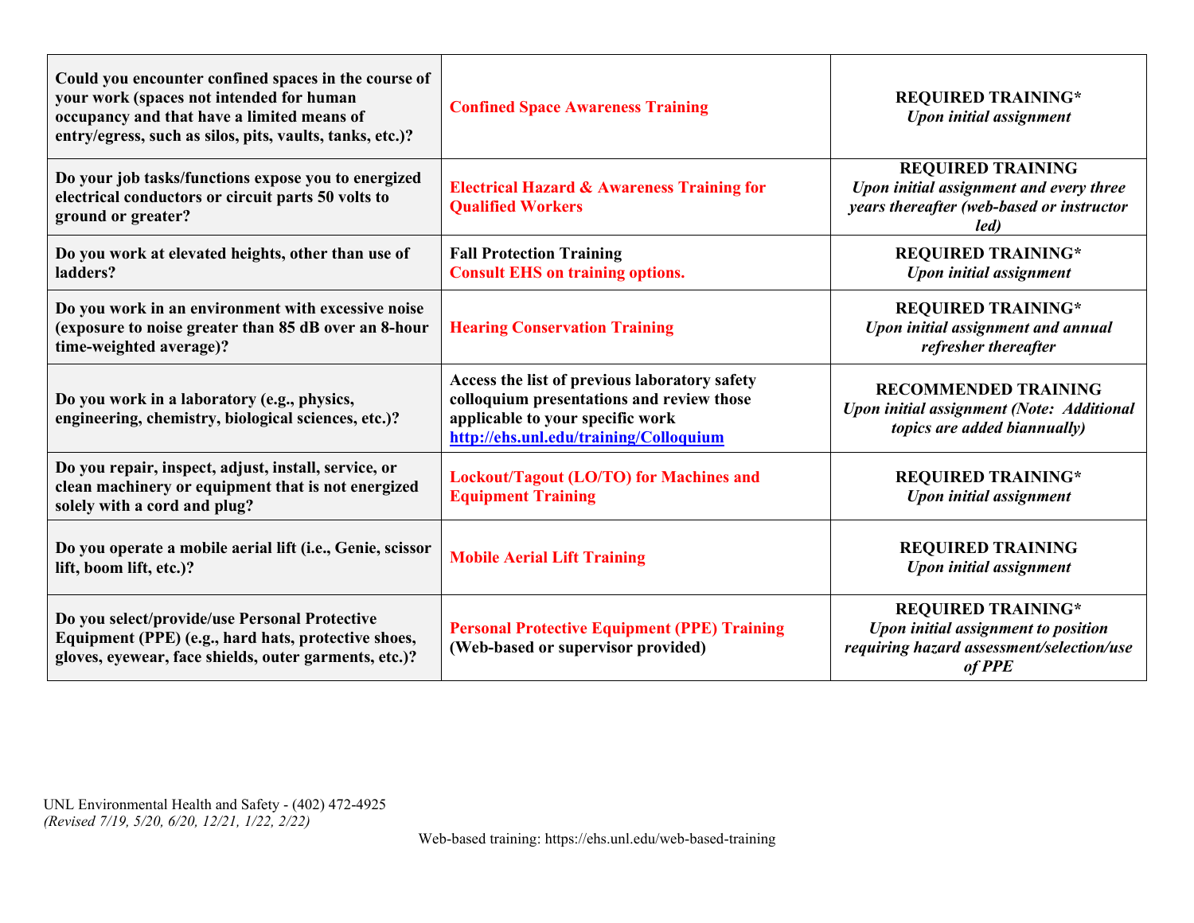| | | |
|---|---|---|
| **Could you encounter confined spaces in the course of your work (spaces not intended for human occupancy and that have a limited means of entry/egress, such as silos, pits, vaults, tanks, etc.)?** | **Confined Space Awareness Training** | **REQUIRED TRAINING*** *Upon initial assignment* |
| **Do your job tasks/functions expose you to energized electrical conductors or circuit parts 50 volts to ground or greater?** | **Electrical Hazard & Awareness Training for Qualified Workers** | **REQUIRED TRAINING** *Upon initial assignment and every three years thereafter (web-based or instructor led)* |
| **Do you work at elevated heights, other than use of ladders?** | **Fall Protection Training** **Consult EHS on training options.** | **REQUIRED TRAINING*** *Upon initial assignment* |
| **Do you work in an environment with excessive noise (exposure to noise greater than 85 dB over an 8-hour time-weighted average)?** | **Hearing Conservation Training** | **REQUIRED TRAINING*** *Upon initial assignment and annual refresher thereafter* |
| **Do you work in a laboratory (e.g., physics, engineering, chemistry, biological sciences, etc.)?** | **Access the list of previous laboratory safety colloquium presentations and review those applicable to your specific work** **http://ehs.unl.edu/training/Colloquium** | **RECOMMENDED TRAINING** *Upon initial assignment (Note: Additional topics are added biannually)* |
| **Do you repair, inspect, adjust, install, service, or clean machinery or equipment that is not energized solely with a cord and plug?** | **Lockout/Tagout (LO/TO) for Machines and Equipment Training** | **REQUIRED TRAINING*** *Upon initial assignment* |
| **Do you operate a mobile aerial lift (i.e., Genie, scissor lift, boom lift, etc.)?** | **Mobile Aerial Lift Training** | **REQUIRED TRAINING** *Upon initial assignment* |
| **Do you select/provide/use Personal Protective Equipment (PPE) (e.g., hard hats, protective shoes, gloves, eyewear, face shields, outer garments, etc.)?** | **Personal Protective Equipment (PPE) Training** **(Web-based or supervisor provided)** | **REQUIRED TRAINING*** *Upon initial assignment to position requiring hazard assessment/selection/use of PPE* |

UNL Environmental Health and Safety - (402) 472-4925
*(Revised 7/19, 5/20, 6/20, 12/21, 1/22, 2/22)*

Web-based training: https://ehs.unl.edu/web-based-training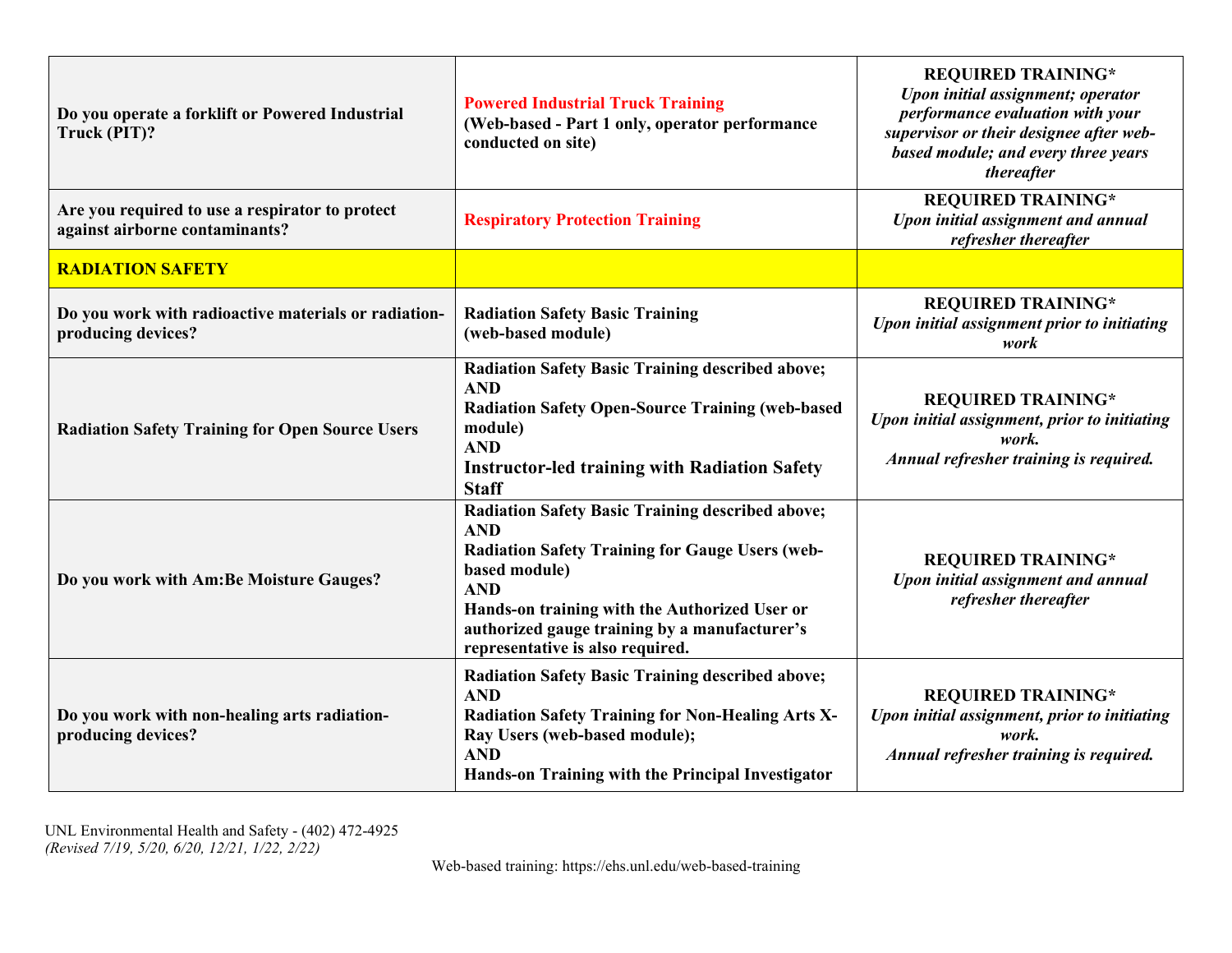| | | |
|---|---|---|
| **Do you operate a forklift or Powered Industrial Truck (PIT)?** | **Powered Industrial Truck Training** **(Web-based - Part 1 only, operator performance conducted on site)** | **REQUIRED TRAINING*** ***Upon initial assignment; operator performance evaluation with your supervisor or their designee after web-based module; and every three years thereafter*** |
| **Are you required to use a respirator to protect against airborne contaminants?** | **Respiratory Protection Training** | **REQUIRED TRAINING*** ***Upon initial assignment and annual refresher thereafter*** |
| **RADIATION SAFETY** | | |
| **Do you work with radioactive materials or radiation-producing devices?** | **Radiation Safety Basic Training (web-based module)** | **REQUIRED TRAINING*** ***Upon initial assignment prior to initiating work*** |
| **Radiation Safety Training for Open Source Users** | **Radiation Safety Basic Training described above; AND Radiation Safety Open-Source Training (web-based module) AND Instructor-led training with Radiation Safety Staff** | **REQUIRED TRAINING*** ***Upon initial assignment, prior to initiating work. Annual refresher training is required.*** |
| **Do you work with Am:Be Moisture Gauges?** | **Radiation Safety Basic Training described above; AND Radiation Safety Training for Gauge Users (web-based module) AND Hands-on training with the Authorized User or authorized gauge training by a manufacturer's representative is also required.** | **REQUIRED TRAINING*** ***Upon initial assignment and annual refresher thereafter*** |
| **Do you work with non-healing arts radiation-producing devices?** | **Radiation Safety Basic Training described above; AND Radiation Safety Training for Non-Healing Arts X-Ray Users (web-based module); AND Hands-on Training with the Principal Investigator** | **REQUIRED TRAINING*** ***Upon initial assignment, prior to initiating work. Annual refresher training is required.*** |

UNL Environmental Health and Safety - (402) 472-4925
*(Revised 7/19, 5/20, 6/20, 12/21, 1/22, 2/22)*

Web-based training: https://ehs.unl.edu/web-based-training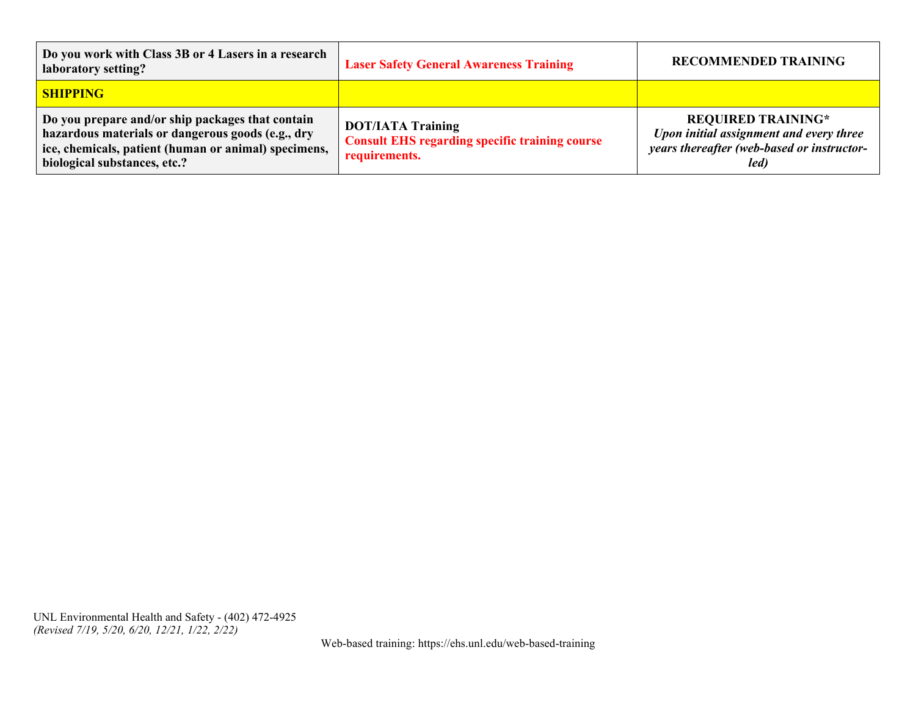| | | |
|---|---|---|
| **Do you work with Class 3B or 4 Lasers in a research laboratory setting?** | **Laser Safety General Awareness Training** | **RECOMMENDED TRAINING** |
| **SHIPPING** | | |
| **Do you prepare and/or ship packages that contain hazardous materials or dangerous goods (e.g., dry ice, chemicals, patient (human or animal) specimens, biological substances, etc.?** | **DOT/IATA Training** **Consult EHS regarding specific training course requirements.** | **REQUIRED TRAINING*** ***Upon initial assignment and every three years thereafter (web-based or instructor-led)*** |

UNL Environmental Health and Safety - (402) 472-4925
*(Revised 7/19, 5/20, 6/20, 12/21, 1/22, 2/22)*

Web-based training: https://ehs.unl.edu/web-based-training